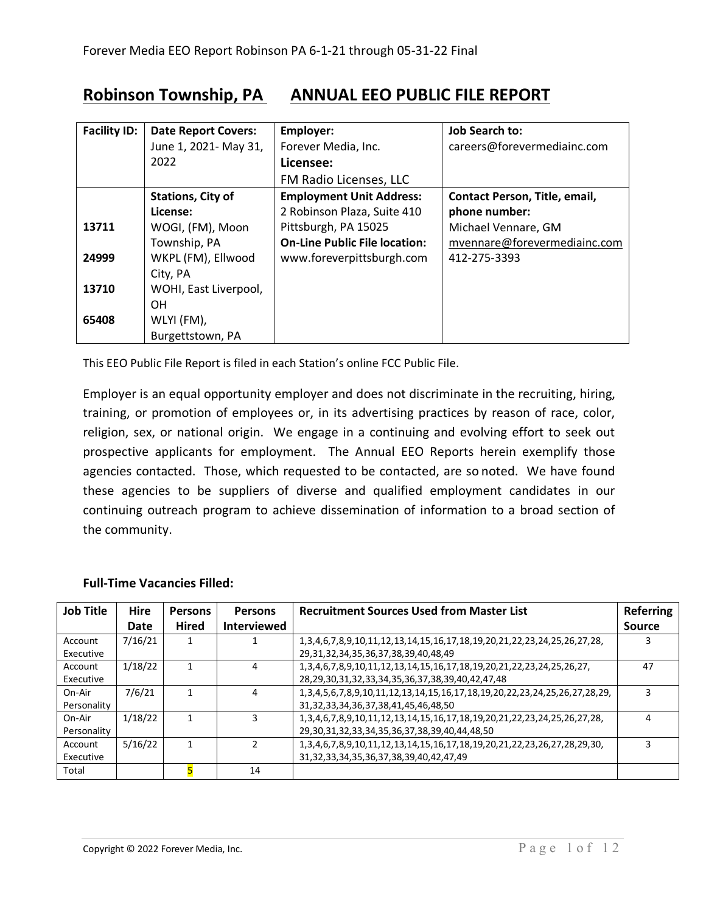# Robinson Township, PA ANNUAL EEO PUBLIC FILE REPORT

| Facility ID: | Date Report Covers: | Employer: | Job Search to: |
|---|---|---|---|
| | June 1, 2021- May 31, 2022 | Forever Media, Inc. **Licensee:** FM Radio Licenses, LLC | careers@forevermediainc.com |
| 13711<br>24999<br>13710<br>65408 | **Stations, City of License:**<br>WOGI, (FM), Moon Township, PA<br>WKPL (FM), Ellwood City, PA<br>WOHI, East Liverpool, OH<br>WLYI (FM), Burgettstown, PA | **Employment Unit Address:**<br>2 Robinson Plaza, Suite 410<br>Pittsburgh, PA 15025<br>**On-Line Public File location:**<br>www.foreverpittsburgh.com | **Contact Person, Title, email, phone number:**<br>Michael Vennare, GM<br>mvennare@forevermediainc.com<br>412-275-3393 |

This EEO Public File Report is filed in each Station's online FCC Public File.

Employer is an equal opportunity employer and does not discriminate in the recruiting, hiring, training, or promotion of employees or, in its advertising practices by reason of race, color, religion, sex, or national origin. We engage in a continuing and evolving effort to seek out prospective applicants for employment. The Annual EEO Reports herein exemplify those agencies contacted. Those, which requested to be contacted, are so noted. We have found these agencies to be suppliers of diverse and qualified employment candidates in our continuing outreach program to achieve dissemination of information to a broad section of the community.

**Full-Time Vacancies Filled:**

| Job Title | Hire Date | Persons Hired | Persons Interviewed | Recruitment Sources Used from Master List | Referring Source |
|---|---|---|---|---|---|
| Account Executive | 7/16/21 | 1 | 1 | 1,3,4,6,7,8,9,10,11,12,13,14,15,16,17,18,19,20,21,22,23,24,25,26,27,28, 29,31,32,34,35,36,37,38,39,40,48,49 | 3 |
| Account Executive | 1/18/22 | 1 | 4 | 1,3,4,6,7,8,9,10,11,12,13,14,15,16,17,18,19,20,21,22,23,24,25,26,27, 28,29,30,31,32,33,34,35,36,37,38,39,40,42,47,48 | 47 |
| On-Air Personality | 7/6/21 | 1 | 4 | 1,3,4,5,6,7,8,9,10,11,12,13,14,15,16,17,18,19,20,22,23,24,25,26,27,28,29, 31,32,33,34,36,37,38,41,45,46,48,50 | 3 |
| On-Air Personality | 1/18/22 | 1 | 3 | 1,3,4,6,7,8,9,10,11,12,13,14,15,16,17,18,19,20,21,22,23,24,25,26,27,28, 29,30,31,32,33,34,35,36,37,38,39,40,44,48,50 | 4 |
| Account Executive | 5/16/22 | 1 | 2 | 1,3,4,6,7,8,9,10,11,12,13,14,15,16,17,18,19,20,21,22,23,26,27,28,29,30, 31,32,33,34,35,36,37,38,39,40,42,47,49 | 3 |
| Total | | 5 | 14 | | |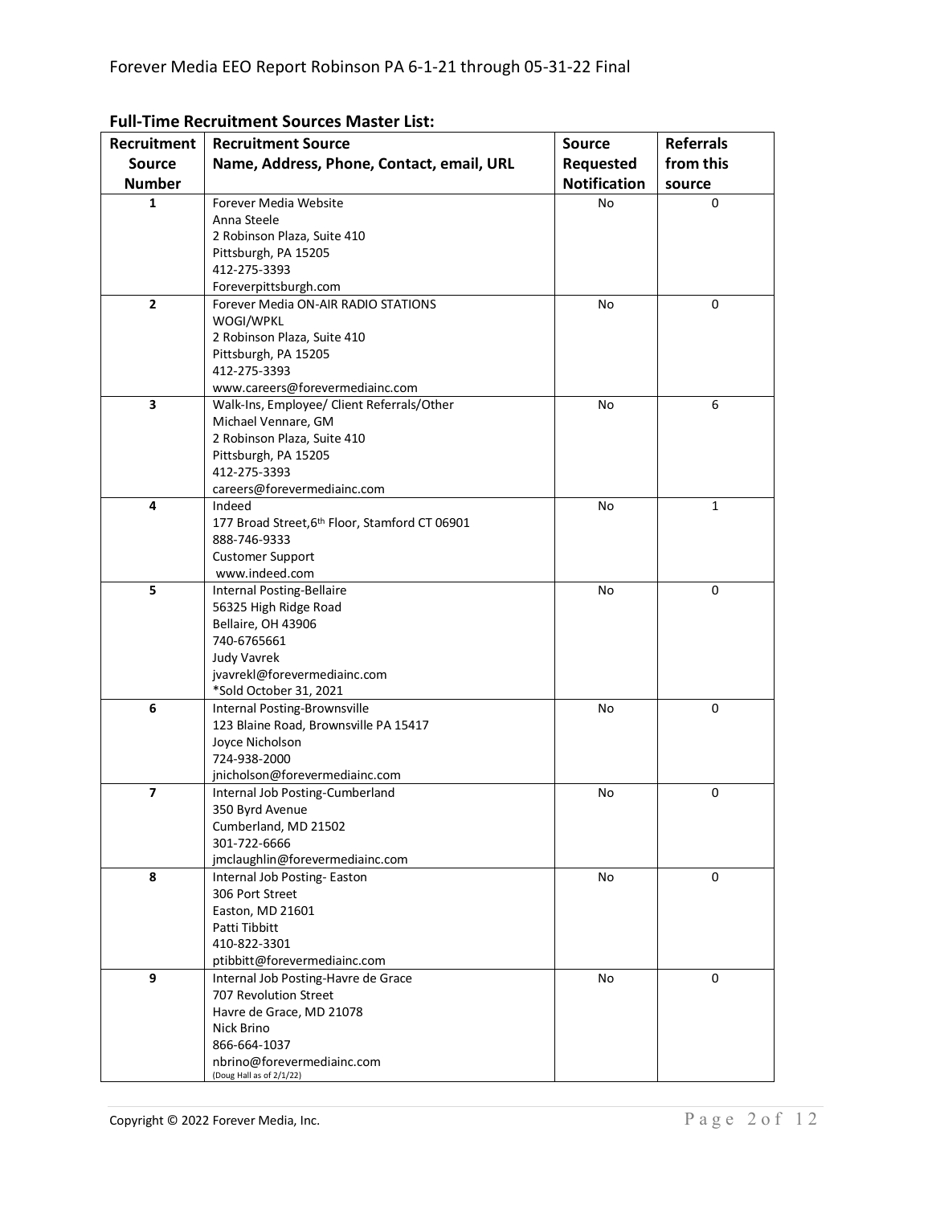## Full-Time Recruitment Sources Master List:

| Recruitment Source Number | Recruitment Source Name, Address, Phone, Contact, email, URL | Source Requested Notification | Referrals from this source |
|---|---|---|---|
| 1 | Forever Media Website<br>Anna Steele<br>2 Robinson Plaza, Suite 410<br>Pittsburgh, PA 15205<br>412-275-3393<br>Foreverpittsburgh.com | No | 0 |
| 2 | Forever Media ON-AIR RADIO STATIONS<br>WOGI/WPKL<br>2 Robinson Plaza, Suite 410<br>Pittsburgh, PA 15205<br>412-275-3393<br>www.careers@forevermediainc.com | No | 0 |
| 3 | Walk-Ins, Employee/ Client Referrals/Other<br>Michael Vennare, GM<br>2 Robinson Plaza, Suite 410<br>Pittsburgh, PA 15205<br>412-275-3393<br>careers@forevermediainc.com | No | 6 |
| 4 | Indeed<br>177 Broad Street,6th Floor, Stamford CT 06901<br>888-746-9333<br>Customer Support<br>www.indeed.com | No | 1 |
| 5 | Internal Posting-Bellaire<br>56325 High Ridge Road<br>Bellaire, OH 43906<br>740-6765661<br>Judy Vavrek<br>jvavrekl@forevermediainc.com<br>*Sold October 31, 2021 | No | 0 |
| 6 | Internal Posting-Brownsville<br>123 Blaine Road, Brownsville PA 15417<br>Joyce Nicholson<br>724-938-2000<br>jnicholson@forevermediainc.com | No | 0 |
| 7 | Internal Job Posting-Cumberland<br>350 Byrd Avenue<br>Cumberland, MD 21502<br>301-722-6666<br>jmclaughlin@forevermediainc.com | No | 0 |
| 8 | Internal Job Posting- Easton<br>306 Port Street<br>Easton, MD 21601<br>Patti Tibbitt<br>410-822-3301<br>ptibbitt@forevermediainc.com | No | 0 |
| 9 | Internal Job Posting-Havre de Grace<br>707 Revolution Street<br>Havre de Grace, MD 21078<br>Nick Brino<br>866-664-1037<br>nbrino@forevermediainc.com<br>(Doug Hall as of 2/1/22) | No | 0 |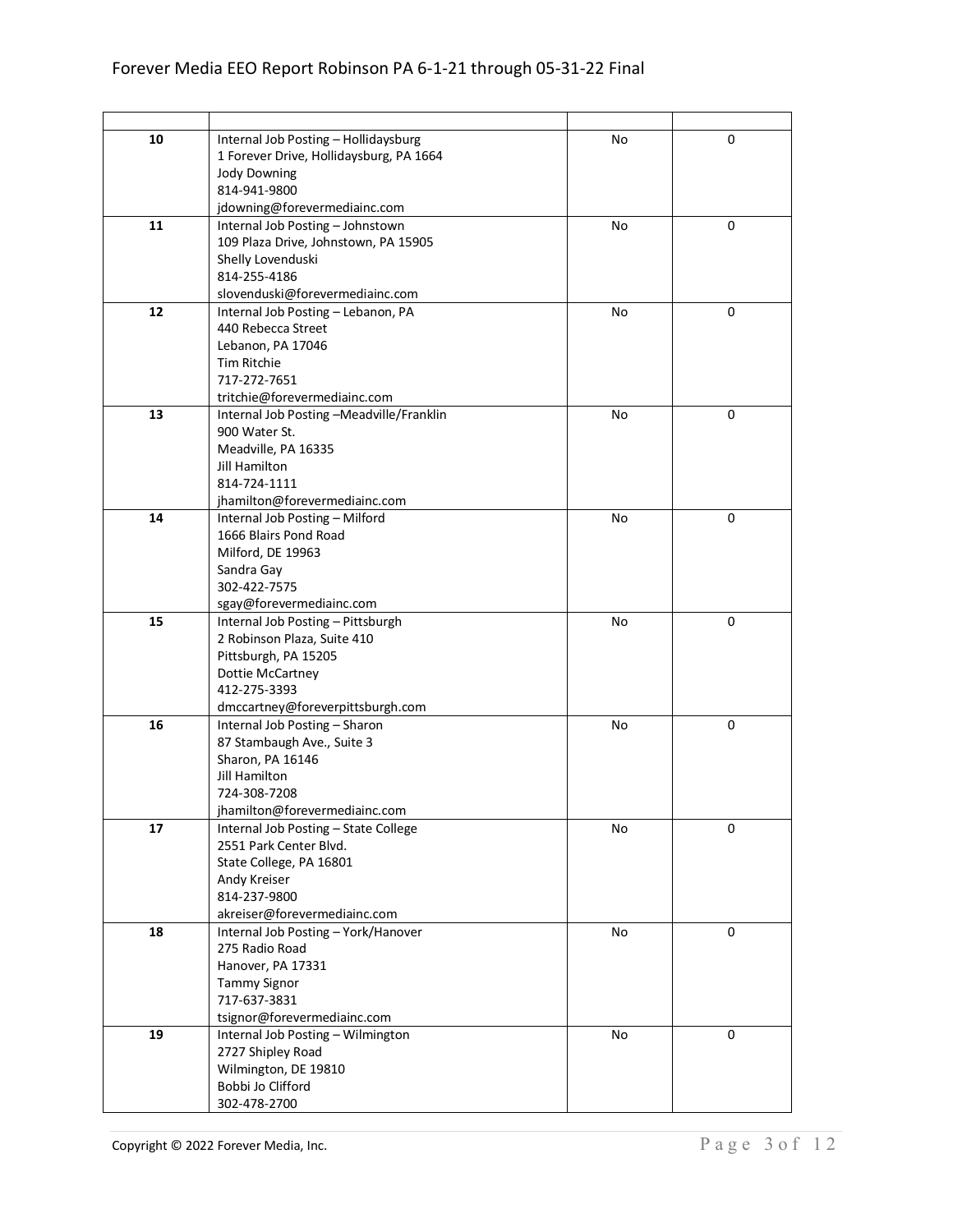| | | | |
|---|---|---|---|
| 10 | Internal Job Posting – Hollidaysburg<br>1 Forever Drive, Hollidaysburg, PA 1664<br>Jody Downing<br>814-941-9800<br>jdowning@forevermediainc.com | No | 0 |
| 11 | Internal Job Posting – Johnstown<br>109 Plaza Drive, Johnstown, PA 15905<br>Shelly Lovenduski<br>814-255-4186<br>slovenduski@forevermediainc.com | No | 0 |
| 12 | Internal Job Posting – Lebanon, PA<br>440 Rebecca Street<br>Lebanon, PA 17046<br>Tim Ritchie<br>717-272-7651<br>tritchie@forevermediainc.com | No | 0 |
| 13 | Internal Job Posting –Meadville/Franklin<br>900 Water St.<br>Meadville, PA 16335<br>Jill Hamilton<br>814-724-1111<br>jhamilton@forevermediainc.com | No | 0 |
| 14 | Internal Job Posting – Milford<br>1666 Blairs Pond Road<br>Milford, DE 19963<br>Sandra Gay<br>302-422-7575<br>sgay@forevermediainc.com | No | 0 |
| 15 | Internal Job Posting – Pittsburgh<br>2 Robinson Plaza, Suite 410<br>Pittsburgh, PA 15205<br>Dottie McCartney<br>412-275-3393<br>dmccartney@foreverpittsburgh.com | No | 0 |
| 16 | Internal Job Posting – Sharon<br>87 Stambaugh Ave., Suite 3<br>Sharon, PA 16146<br>Jill Hamilton<br>724-308-7208<br>jhamilton@forevermediainc.com | No | 0 |
| 17 | Internal Job Posting – State College<br>2551 Park Center Blvd.<br>State College, PA 16801<br>Andy Kreiser<br>814-237-9800<br>akreiser@forevermediainc.com | No | 0 |
| 18 | Internal Job Posting – York/Hanover<br>275 Radio Road<br>Hanover, PA 17331<br>Tammy Signor<br>717-637-3831<br>tsignor@forevermediainc.com | No | 0 |
| 19 | Internal Job Posting – Wilmington<br>2727 Shipley Road<br>Wilmington, DE 19810<br>Bobbi Jo Clifford<br>302-478-2700 | No | 0 |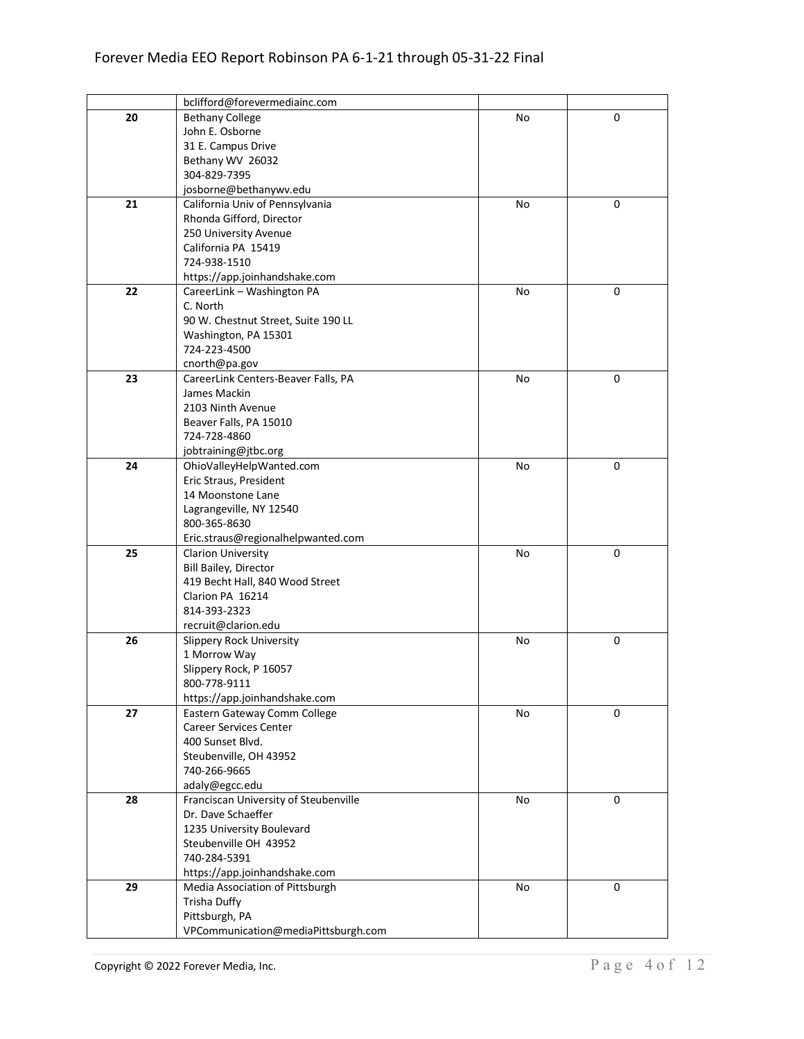| | | | |
|---|---|---|---|
| | bclifford@forevermediainc.com | | |
| **20** | Bethany College<br>John E. Osborne<br>31 E. Campus Drive<br>Bethany WV 26032<br>304-829-7395<br>josborne@bethanywv.edu | No | 0 |
| **21** | California Univ of Pennsylvania<br>Rhonda Gifford, Director<br>250 University Avenue<br>California PA 15419<br>724-938-1510<br>https://app.joinhandshake.com | No | 0 |
| **22** | CareerLink – Washington PA<br>C. North<br>90 W. Chestnut Street, Suite 190 LL<br>Washington, PA 15301<br>724-223-4500<br>cnorth@pa.gov | No | 0 |
| **23** | CareerLink Centers-Beaver Falls, PA<br>James Mackin<br>2103 Ninth Avenue<br>Beaver Falls, PA 15010<br>724-728-4860<br>jobtraining@jtbc.org | No | 0 |
| **24** | OhioValleyHelpWanted.com<br>Eric Straus, President<br>14 Moonstone Lane<br>Lagrangeville, NY 12540<br>800-365-8630<br>Eric.straus@regionalhelpwanted.com | No | 0 |
| **25** | Clarion University<br>Bill Bailey, Director<br>419 Becht Hall, 840 Wood Street<br>Clarion PA 16214<br>814-393-2323<br>recruit@clarion.edu | No | 0 |
| **26** | Slippery Rock University<br>1 Morrow Way<br>Slippery Rock, P 16057<br>800-778-9111<br>https://app.joinhandshake.com | No | 0 |
| **27** | Eastern Gateway Comm College<br>Career Services Center<br>400 Sunset Blvd.<br>Steubenville, OH 43952<br>740-266-9665<br>adaly@egcc.edu | No | 0 |
| **28** | Franciscan University of Steubenville<br>Dr. Dave Schaeffer<br>1235 University Boulevard<br>Steubenville OH 43952<br>740-284-5391<br>https://app.joinhandshake.com | No | 0 |
| **29** | Media Association of Pittsburgh<br>Trisha Duffy<br>Pittsburgh, PA<br>VPCommunication@mediaPittsburgh.com | No | 0 |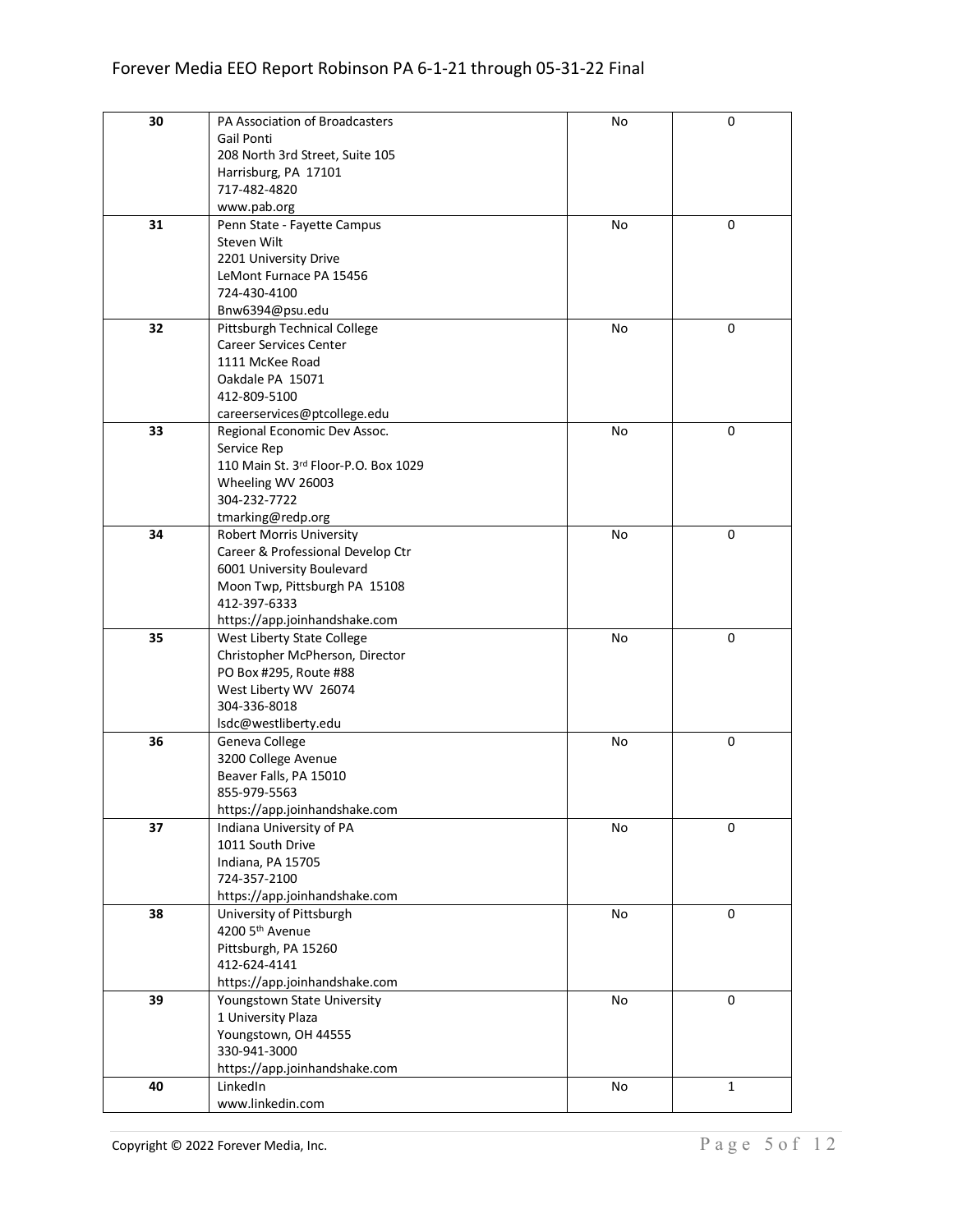| | | | |
|---|---|---|---|
| **30** | PA Association of Broadcasters<br>Gail Ponti<br>208 North 3rd Street, Suite 105<br>Harrisburg, PA 17101<br>717-482-4820<br>www.pab.org | No | 0 |
| **31** | Penn State - Fayette Campus<br>Steven Wilt<br>2201 University Drive<br>LeMont Furnace PA 15456<br>724-430-4100<br>Bnw6394@psu.edu | No | 0 |
| **32** | Pittsburgh Technical College<br>Career Services Center<br>1111 McKee Road<br>Oakdale PA 15071<br>412-809-5100<br>careerservices@ptcollege.edu | No | 0 |
| **33** | Regional Economic Dev Assoc.<br>Service Rep<br>110 Main St. 3rd Floor-P.O. Box 1029<br>Wheeling WV 26003<br>304-232-7722<br>tmarking@redp.org | No | 0 |
| **34** | Robert Morris University<br>Career & Professional Develop Ctr<br>6001 University Boulevard<br>Moon Twp, Pittsburgh PA 15108<br>412-397-6333<br>https://app.joinhandshake.com | No | 0 |
| **35** | West Liberty State College<br>Christopher McPherson, Director<br>PO Box #295, Route #88<br>West Liberty WV 26074<br>304-336-8018<br>lsdc@westliberty.edu | No | 0 |
| **36** | Geneva College<br>3200 College Avenue<br>Beaver Falls, PA 15010<br>855-979-5563<br>https://app.joinhandshake.com | No | 0 |
| **37** | Indiana University of PA<br>1011 South Drive<br>Indiana, PA 15705<br>724-357-2100<br>https://app.joinhandshake.com | No | 0 |
| **38** | University of Pittsburgh<br>4200 5th Avenue<br>Pittsburgh, PA 15260<br>412-624-4141<br>https://app.joinhandshake.com | No | 0 |
| **39** | Youngstown State University<br>1 University Plaza<br>Youngstown, OH 44555<br>330-941-3000<br>https://app.joinhandshake.com | No | 0 |
| **40** | LinkedIn<br>www.linkedin.com | No | 1 |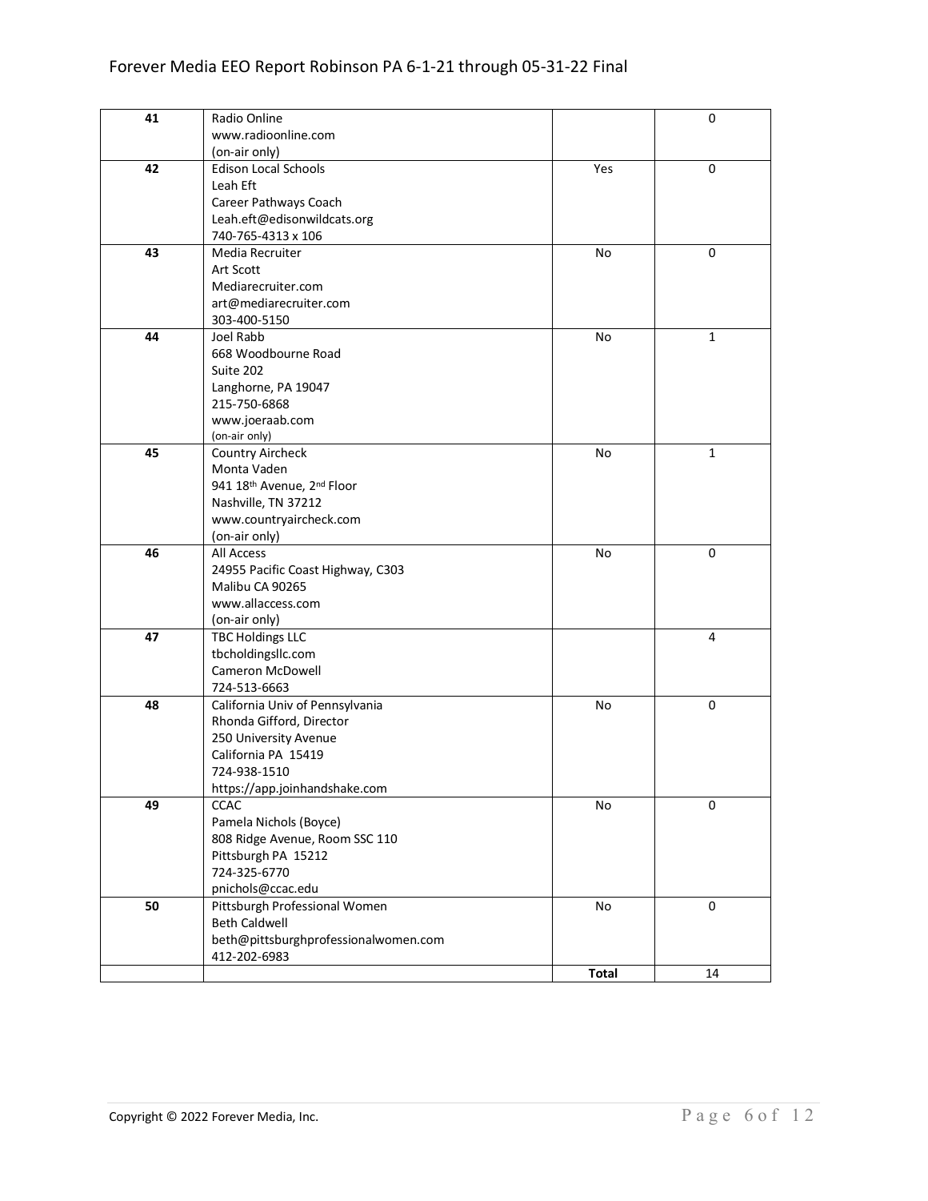| | | | |
|---|---|---|---|
| **41** | Radio Online<br>www.radioonline.com<br>(on-air only) | | 0 |
| **42** | Edison Local Schools<br>Leah Eft<br>Career Pathways Coach<br>Leah.eft@edisonwildcats.org<br>740-765-4313 x 106 | Yes | 0 |
| **43** | Media Recruiter<br>Art Scott<br>Mediarecruiter.com<br>art@mediarecruiter.com<br>303-400-5150 | No | 0 |
| **44** | Joel Rabb<br>668 Woodbourne Road<br>Suite 202<br>Langhorne, PA 19047<br>215-750-6868<br>www.joeraab.com<br>(on-air only) | No | 1 |
| **45** | Country Aircheck<br>Monta Vaden<br>941 18th Avenue, 2nd Floor<br>Nashville, TN 37212<br>www.countryaircheck.com<br>(on-air only) | No | 1 |
| **46** | All Access<br>24955 Pacific Coast Highway, C303<br>Malibu CA 90265<br>www.allaccess.com<br>(on-air only) | No | 0 |
| **47** | TBC Holdings LLC<br>tbcholdingsllc.com<br>Cameron McDowell<br>724-513-6663 | | 4 |
| **48** | California Univ of Pennsylvania<br>Rhonda Gifford, Director<br>250 University Avenue<br>California PA 15419<br>724-938-1510<br>https://app.joinhandshake.com | No | 0 |
| **49** | CCAC<br>Pamela Nichols (Boyce)<br>808 Ridge Avenue, Room SSC 110<br>Pittsburgh PA 15212<br>724-325-6770<br>pnichols@ccac.edu | No | 0 |
| **50** | Pittsburgh Professional Women<br>Beth Caldwell<br>beth@pittsburghprofessionalwomen.com<br>412-202-6983 | No | 0 |
| | | **Total** | 14 |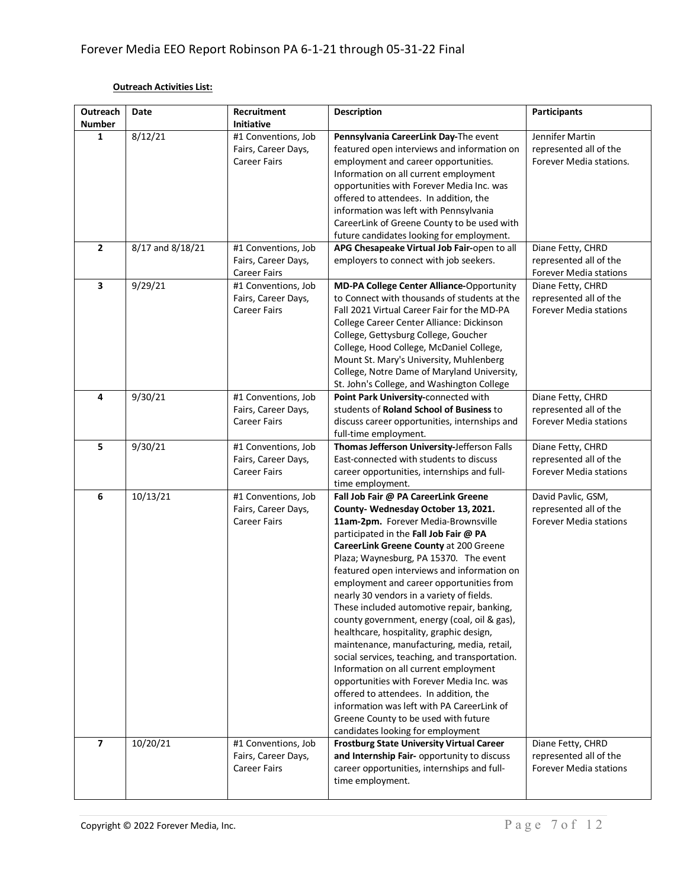**Outreach Activities List:**

| Outreach Number | Date | Recruitment Initiative | Description | Participants |
|---|---|---|---|---|
| **1** | 8/12/21 | #1 Conventions, Job Fairs, Career Days, Career Fairs | **Pennsylvania CareerLink Day-**The event featured open interviews and information on employment and career opportunities. Information on all current employment opportunities with Forever Media Inc. was offered to attendees. In addition, the information was left with Pennsylvania CareerLink of Greene County to be used with future candidates looking for employment. | Jennifer Martin represented all of the Forever Media stations. |
| **2** | 8/17 and 8/18/21 | #1 Conventions, Job Fairs, Career Days, Career Fairs | **APG Chesapeake Virtual Job Fair-**open to all employers to connect with job seekers. | Diane Fetty, CHRD represented all of the Forever Media stations |
| **3** | 9/29/21 | #1 Conventions, Job Fairs, Career Days, Career Fairs | **MD-PA College Center Alliance-**Opportunity to Connect with thousands of students at the Fall 2021 Virtual Career Fair for the MD-PA College Career Center Alliance: Dickinson College, Gettysburg College, Goucher College, Hood College, McDaniel College, Mount St. Mary's University, Muhlenberg College, Notre Dame of Maryland University, St. John's College, and Washington College | Diane Fetty, CHRD represented all of the Forever Media stations |
| **4** | 9/30/21 | #1 Conventions, Job Fairs, Career Days, Career Fairs | **Point Park University-**connected with students of **Roland School of Business** to discuss career opportunities, internships and full-time employment. | Diane Fetty, CHRD represented all of the Forever Media stations |
| **5** | 9/30/21 | #1 Conventions, Job Fairs, Career Days, Career Fairs | **Thomas Jefferson University-**Jefferson Falls East-connected with students to discuss career opportunities, internships and full-time employment. | Diane Fetty, CHRD represented all of the Forever Media stations |
| **6** | 10/13/21 | #1 Conventions, Job Fairs, Career Days, Career Fairs | **Fall Job Fair @ PA CareerLink Greene County- Wednesday October 13, 2021. 11am-2pm.** Forever Media-Brownsville participated in the **Fall Job Fair @ PA CareerLink Greene County** at 200 Greene Plaza; Waynesburg, PA 15370. The event featured open interviews and information on employment and career opportunities from nearly 30 vendors in a variety of fields. These included automotive repair, banking, county government, energy (coal, oil & gas), healthcare, hospitality, graphic design, maintenance, manufacturing, media, retail, social services, teaching, and transportation. Information on all current employment opportunities with Forever Media Inc. was offered to attendees. In addition, the information was left with PA CareerLink of Greene County to be used with future candidates looking for employment | David Pavlic, GSM, represented all of the Forever Media stations |
| **7** | 10/20/21 | #1 Conventions, Job Fairs, Career Days, Career Fairs | **Frostburg State University Virtual Career and Internship Fair-** opportunity to discuss career opportunities, internships and full-time employment. | Diane Fetty, CHRD represented all of the Forever Media stations |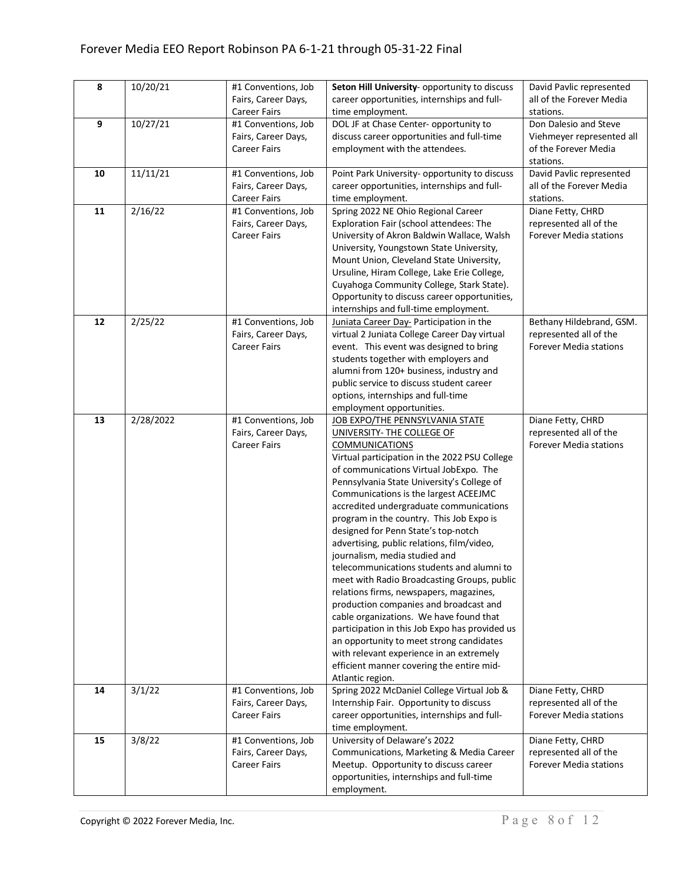| 8 | 10/20/21 | #1 Conventions, Job Fairs, Career Days, Career Fairs | **Seton Hill University**- opportunity to discuss career opportunities, internships and full-time employment. | David Pavlic represented all of the Forever Media stations. |
|---|---|---|---|---|
| 9 | 10/27/21 | #1 Conventions, Job Fairs, Career Days, Career Fairs | DOL JF at Chase Center- opportunity to discuss career opportunities and full-time employment with the attendees. | Don Dalesio and Steve Viehmeyer represented all of the Forever Media stations. |
| 10 | 11/11/21 | #1 Conventions, Job Fairs, Career Days, Career Fairs | Point Park University- opportunity to discuss career opportunities, internships and full-time employment. | David Pavlic represented all of the Forever Media stations. |
| 11 | 2/16/22 | #1 Conventions, Job Fairs, Career Days, Career Fairs | Spring 2022 NE Ohio Regional Career Exploration Fair (school attendees: The University of Akron Baldwin Wallace, Walsh University, Youngstown State University, Mount Union, Cleveland State University, Ursuline, Hiram College, Lake Erie College, Cuyahoga Community College, Stark State). Opportunity to discuss career opportunities, internships and full-time employment. | Diane Fetty, CHRD represented all of the Forever Media stations |
| 12 | 2/25/22 | #1 Conventions, Job Fairs, Career Days, Career Fairs | Juniata Career Day- Participation in the virtual 2 Juniata College Career Day virtual event. This event was designed to bring students together with employers and alumni from 120+ business, industry and public service to discuss student career options, internships and full-time employment opportunities. | Bethany Hildebrand, GSM. represented all of the Forever Media stations |
| 13 | 2/28/2022 | #1 Conventions, Job Fairs, Career Days, Career Fairs | JOB EXPO/THE PENNSYLVANIA STATE UNIVERSITY- THE COLLEGE OF COMMUNICATIONS<br>Virtual participation in the 2022 PSU College of communications Virtual JobExpo. The Pennsylvania State University's College of Communications is the largest ACEEJMC accredited undergraduate communications program in the country. This Job Expo is designed for Penn State's top-notch advertising, public relations, film/video, journalism, media studied and telecommunications students and alumni to meet with Radio Broadcasting Groups, public relations firms, newspapers, magazines, production companies and broadcast and cable organizations. We have found that participation in this Job Expo has provided us an opportunity to meet strong candidates with relevant experience in an extremely efficient manner covering the entire mid-Atlantic region. | Diane Fetty, CHRD represented all of the Forever Media stations |
| 14 | 3/1/22 | #1 Conventions, Job Fairs, Career Days, Career Fairs | Spring 2022 McDaniel College Virtual Job & Internship Fair. Opportunity to discuss career opportunities, internships and full-time employment. | Diane Fetty, CHRD represented all of the Forever Media stations |
| 15 | 3/8/22 | #1 Conventions, Job Fairs, Career Days, Career Fairs | University of Delaware's 2022 Communications, Marketing & Media Career Meetup. Opportunity to discuss career opportunities, internships and full-time employment. | Diane Fetty, CHRD represented all of the Forever Media stations |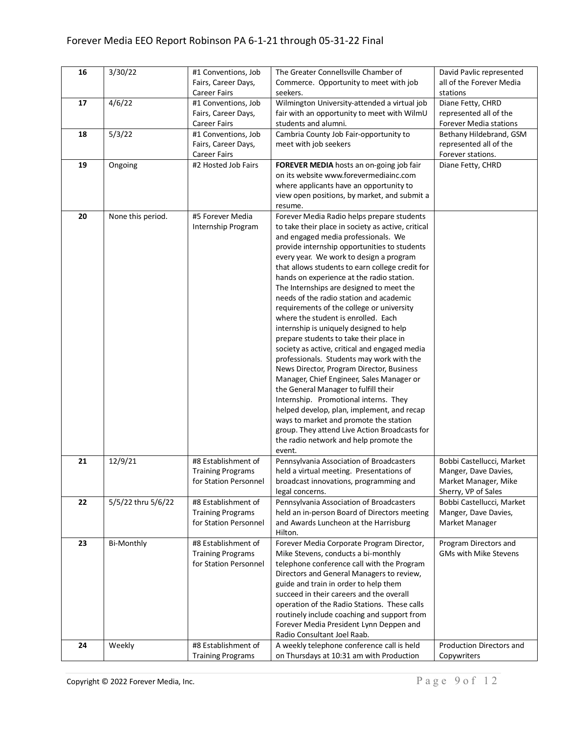| 16 | 3/30/22 | #1 Conventions, Job Fairs, Career Days, Career Fairs | The Greater Connellsville Chamber of Commerce. Opportunity to meet with job seekers. | David Pavlic represented all of the Forever Media stations |
|---|---|---|---|---|
| 17 | 4/6/22 | #1 Conventions, Job Fairs, Career Days, Career Fairs | Wilmington University-attended a virtual job fair with an opportunity to meet with WilmU students and alumni. | Diane Fetty, CHRD represented all of the Forever Media stations |
| 18 | 5/3/22 | #1 Conventions, Job Fairs, Career Days, Career Fairs | Cambria County Job Fair-opportunity to meet with job seekers | Bethany Hildebrand, GSM represented all of the Forever stations. |
| 19 | Ongoing | #2 Hosted Job Fairs | **FOREVER MEDIA** hosts an on-going job fair on its website www.forevermediainc.com where applicants have an opportunity to view open positions, by market, and submit a resume. | Diane Fetty, CHRD |
| 20 | None this period. | #5 Forever Media Internship Program | Forever Media Radio helps prepare students to take their place in society as active, critical and engaged media professionals. We provide internship opportunities to students every year. We work to design a program that allows students to earn college credit for hands on experience at the radio station. The Internships are designed to meet the needs of the radio station and academic requirements of the college or university where the student is enrolled. Each internship is uniquely designed to help prepare students to take their place in society as active, critical and engaged media professionals. Students may work with the News Director, Program Director, Business Manager, Chief Engineer, Sales Manager or the General Manager to fulfill their Internship. Promotional interns. They helped develop, plan, implement, and recap ways to market and promote the station group. They attend Live Action Broadcasts for the radio network and help promote the event. | |
| 21 | 12/9/21 | #8 Establishment of Training Programs for Station Personnel | Pennsylvania Association of Broadcasters held a virtual meeting. Presentations of broadcast innovations, programming and legal concerns. | Bobbi Castellucci, Market Manger, Dave Davies, Market Manager, Mike Sherry, VP of Sales |
| 22 | 5/5/22 thru 5/6/22 | #8 Establishment of Training Programs for Station Personnel | Pennsylvania Association of Broadcasters held an in-person Board of Directors meeting and Awards Luncheon at the Harrisburg Hilton. | Bobbi Castellucci, Market Manger, Dave Davies, Market Manager |
| 23 | Bi-Monthly | #8 Establishment of Training Programs for Station Personnel | Forever Media Corporate Program Director, Mike Stevens, conducts a bi-monthly telephone conference call with the Program Directors and General Managers to review, guide and train in order to help them succeed in their careers and the overall operation of the Radio Stations. These calls routinely include coaching and support from Forever Media President Lynn Deppen and Radio Consultant Joel Raab. | Program Directors and GMs with Mike Stevens |
| 24 | Weekly | #8 Establishment of Training Programs | A weekly telephone conference call is held on Thursdays at 10:31 am with Production | Production Directors and Copywriters |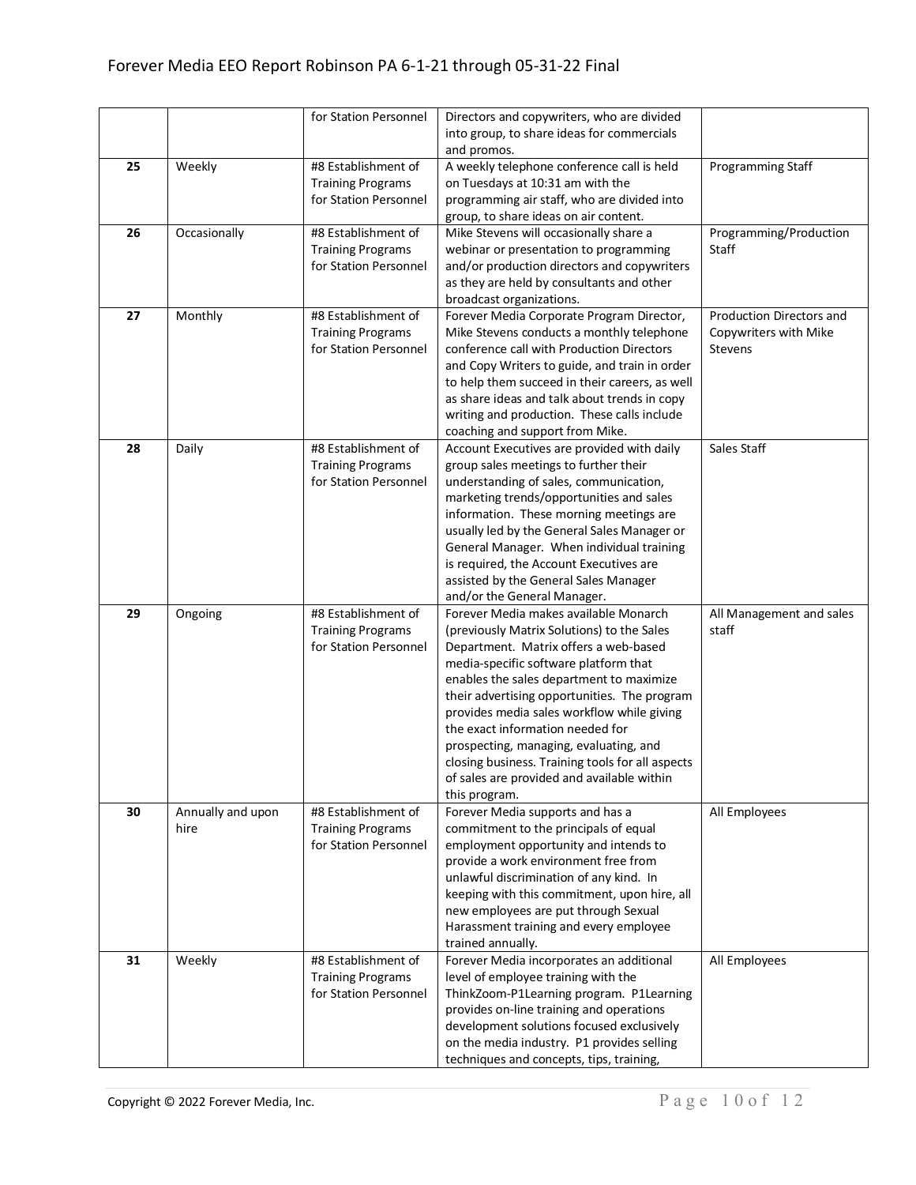| | | for Station Personnel | Directors and copywriters, who are divided into group, to share ideas for commercials and promos. | |
|---|---|---|---|---|
| **25** | Weekly | #8 Establishment of Training Programs for Station Personnel | A weekly telephone conference call is held on Tuesdays at 10:31 am with the programming air staff, who are divided into group, to share ideas on air content. | Programming Staff |
| **26** | Occasionally | #8 Establishment of Training Programs for Station Personnel | Mike Stevens will occasionally share a webinar or presentation to programming and/or production directors and copywriters as they are held by consultants and other broadcast organizations. | Programming/Production Staff |
| **27** | Monthly | #8 Establishment of Training Programs for Station Personnel | Forever Media Corporate Program Director, Mike Stevens conducts a monthly telephone conference call with Production Directors and Copy Writers to guide, and train in order to help them succeed in their careers, as well as share ideas and talk about trends in copy writing and production. These calls include coaching and support from Mike. | Production Directors and Copywriters with Mike Stevens |
| **28** | Daily | #8 Establishment of Training Programs for Station Personnel | Account Executives are provided with daily group sales meetings to further their understanding of sales, communication, marketing trends/opportunities and sales information. These morning meetings are usually led by the General Sales Manager or General Manager. When individual training is required, the Account Executives are assisted by the General Sales Manager and/or the General Manager. | Sales Staff |
| **29** | Ongoing | #8 Establishment of Training Programs for Station Personnel | Forever Media makes available Monarch (previously Matrix Solutions) to the Sales Department. Matrix offers a web-based media-specific software platform that enables the sales department to maximize their advertising opportunities. The program provides media sales workflow while giving the exact information needed for prospecting, managing, evaluating, and closing business. Training tools for all aspects of sales are provided and available within this program. | All Management and sales staff |
| **30** | Annually and upon hire | #8 Establishment of Training Programs for Station Personnel | Forever Media supports and has a commitment to the principals of equal employment opportunity and intends to provide a work environment free from unlawful discrimination of any kind. In keeping with this commitment, upon hire, all new employees are put through Sexual Harassment training and every employee trained annually. | All Employees |
| **31** | Weekly | #8 Establishment of Training Programs for Station Personnel | Forever Media incorporates an additional level of employee training with the ThinkZoom-P1Learning program. P1Learning provides on-line training and operations development solutions focused exclusively on the media industry. P1 provides selling techniques and concepts, tips, training, | All Employees |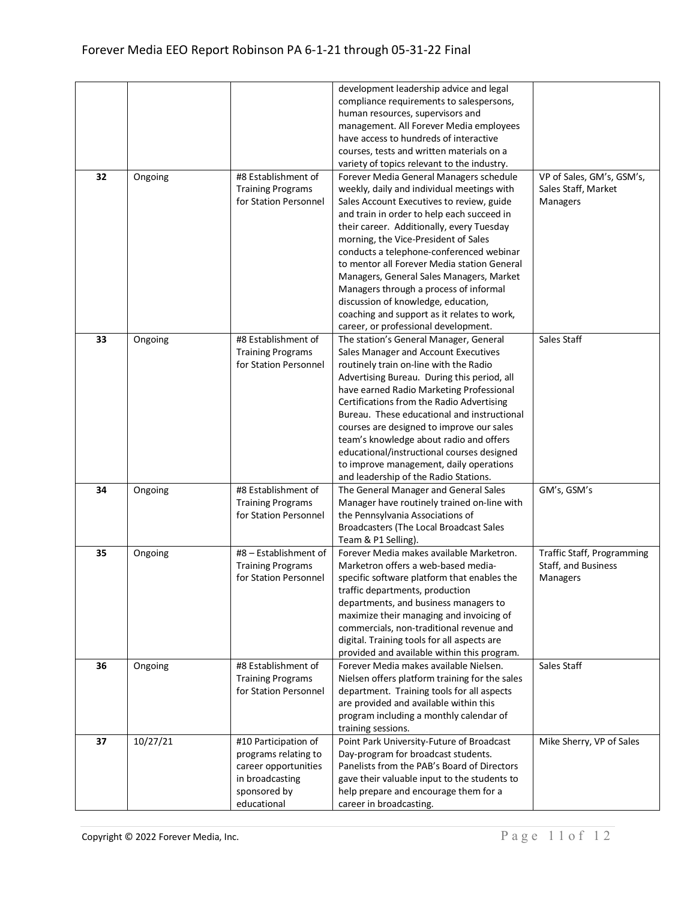| | | | | |
|---|---|---|---|---|
| | | | development leadership advice and legal compliance requirements to salespersons, human resources, supervisors and management. All Forever Media employees have access to hundreds of interactive courses, tests and written materials on a variety of topics relevant to the industry. | |
| **32** | Ongoing | #8 Establishment of Training Programs for Station Personnel | Forever Media General Managers schedule weekly, daily and individual meetings with Sales Account Executives to review, guide and train in order to help each succeed in their career. Additionally, every Tuesday morning, the Vice-President of Sales conducts a telephone-conferenced webinar to mentor all Forever Media station General Managers, General Sales Managers, Market Managers through a process of informal discussion of knowledge, education, coaching and support as it relates to work, career, or professional development. | VP of Sales, GM's, GSM's, Sales Staff, Market Managers |
| **33** | Ongoing | #8 Establishment of Training Programs for Station Personnel | The station's General Manager, General Sales Manager and Account Executives routinely train on-line with the Radio Advertising Bureau. During this period, all have earned Radio Marketing Professional Certifications from the Radio Advertising Bureau. These educational and instructional courses are designed to improve our sales team's knowledge about radio and offers educational/instructional courses designed to improve management, daily operations and leadership of the Radio Stations. | Sales Staff |
| **34** | Ongoing | #8 Establishment of Training Programs for Station Personnel | The General Manager and General Sales Manager have routinely trained on-line with the Pennsylvania Associations of Broadcasters (The Local Broadcast Sales Team & P1 Selling). | GM's, GSM's |
| **35** | Ongoing | #8 – Establishment of Training Programs for Station Personnel | Forever Media makes available Marketron. Marketron offers a web-based media-specific software platform that enables the traffic departments, production departments, and business managers to maximize their managing and invoicing of commercials, non-traditional revenue and digital. Training tools for all aspects are provided and available within this program. | Traffic Staff, Programming Staff, and Business Managers |
| **36** | Ongoing | #8 Establishment of Training Programs for Station Personnel | Forever Media makes available Nielsen. Nielsen offers platform training for the sales department. Training tools for all aspects are provided and available within this program including a monthly calendar of training sessions. | Sales Staff |
| **37** | 10/27/21 | #10 Participation of programs relating to career opportunities in broadcasting sponsored by educational | Point Park University-Future of Broadcast Day-program for broadcast students. Panelists from the PAB's Board of Directors gave their valuable input to the students to help prepare and encourage them for a career in broadcasting. | Mike Sherry, VP of Sales |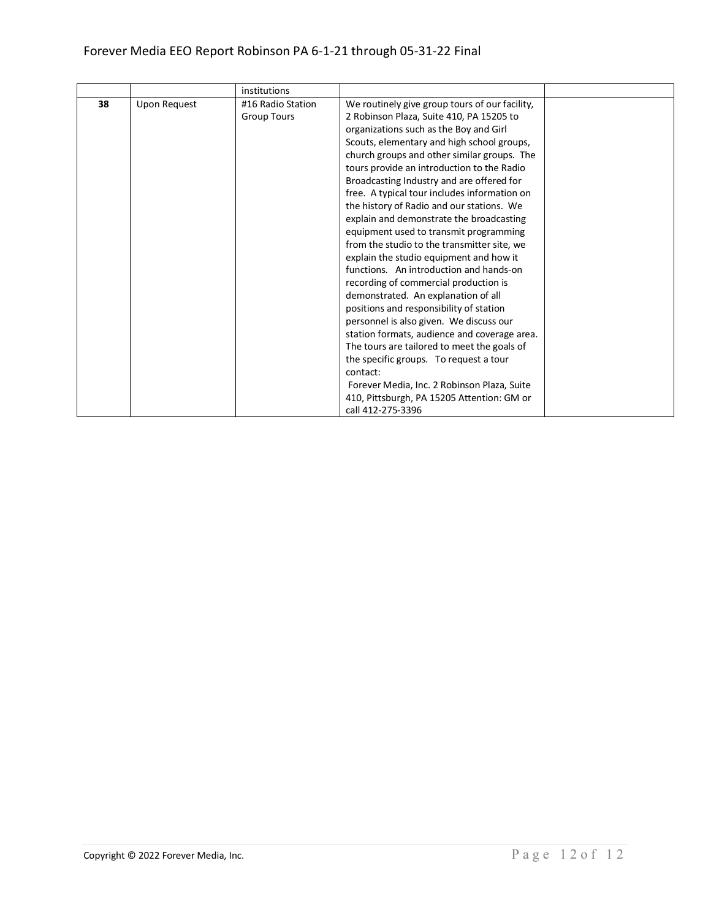| | | | | |
|---|---|---|---|---|
| | | institutions | | |
| **38** | Upon Request | #16 Radio Station Group Tours | We routinely give group tours of our facility, 2 Robinson Plaza, Suite 410, PA 15205 to organizations such as the Boy and Girl Scouts, elementary and high school groups, church groups and other similar groups. The tours provide an introduction to the Radio Broadcasting Industry and are offered for free. A typical tour includes information on the history of Radio and our stations. We explain and demonstrate the broadcasting equipment used to transmit programming from the studio to the transmitter site, we explain the studio equipment and how it functions. An introduction and hands-on recording of commercial production is demonstrated. An explanation of all positions and responsibility of station personnel is also given. We discuss our station formats, audience and coverage area. The tours are tailored to meet the goals of the specific groups. To request a tour contact: Forever Media, Inc. 2 Robinson Plaza, Suite 410, Pittsburgh, PA 15205 Attention: GM or call 412-275-3396 | |